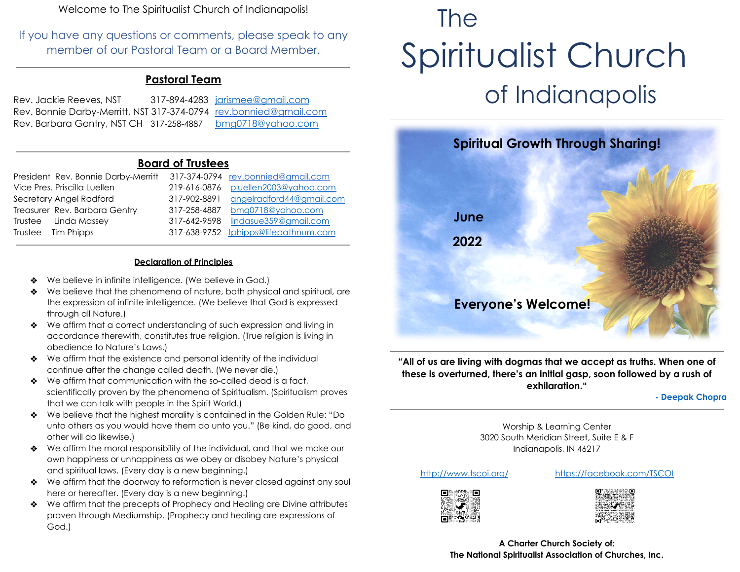Welcome to The Spiritualist Church of Indianapolis!

If you have any questions or comments, please speak to any member of our Pastoral Team or a Board Member.

## Pastoral Team

| | | |
|---|---|---|
| Rev. Jackie Reeves, NST | 317-894-4283 | jarismee@gmail.com |
| Rev. Bonnie Darby-Merritt, NST | 317-374-0794 | rev.bonnied@gmail.com |
| Rev. Barbara Gentry, NST CH | 317-258-4887 | bmg0718@yahoo.com |

## Board of Trustees

| | | | |
|---|---|---|---|
| President | Rev. Bonnie Darby-Merritt | 317-374-0794 | rev.bonnied@gmail.com |
| Vice Pres. | Priscilla Luellen | 219-616-0876 | pluellen2003@yahoo.com |
| Secretary | Angel Radford | 317-902-8891 | angelradford44@gmail.com |
| Treasurer | Rev. Barbara Gentry | 317-258-4887 | bmg0718@yahoo.com |
| Trustee | Linda Massey | 317-642-9598 | lindasue359@gmail.com |
| Trustee | Tim Phipps | 317-638-9752 | tphipps@lifepathnum.com |

### Declaration of Principles

- We believe in infinite intelligence. (We believe in God.)
- We believe that the phenomena of nature, both physical and spiritual, are the expression of infinite intelligence. (We believe that God is expressed through all Nature.)
- We affirm that a correct understanding of such expression and living in accordance therewith, constitutes true religion. (True religion is living in obedience to Nature's Laws.)
- We affirm that the existence and personal identity of the individual continue after the change called death. (We never die.)
- We affirm that communication with the so-called dead is a fact, scientifically proven by the phenomena of Spiritualism. (Spiritualism proves that we can talk with people in the Spirit World.)
- We believe that the highest morality is contained in the Golden Rule: "Do unto others as you would have them do unto you." (Be kind, do good, and other will do likewise.)
- We affirm the moral responsibility of the individual, and that we make our own happiness or unhappiness as we obey or disobey Nature's physical and spiritual laws. (Every day is a new beginning.)
- We affirm that the doorway to reformation is never closed against any soul here or hereafter. (Every day is a new beginning.)
- We affirm that the precepts of Prophecy and Healing are Divine attributes proven through Mediumship. (Prophecy and healing are expressions of God.)

# The Spiritualist Church of Indianapolis

**Spiritual Growth Through Sharing!**

**June**

**2022**

**Everyone's Welcome!**

**"All of us are living with dogmas that we accept as truths. When one of these is overturned, there's an initial gasp, soon followed by a rush of exhilaration."**

**- Deepak Chopra**

Worship & Learning Center
3020 South Meridian Street, Suite E & F
Indianapolis, IN 46217

http://www.tscoi.org/    https://facebook.com/TSCOI

**A Charter Church Society of:**
**The National Spiritualist Association of Churches, Inc.**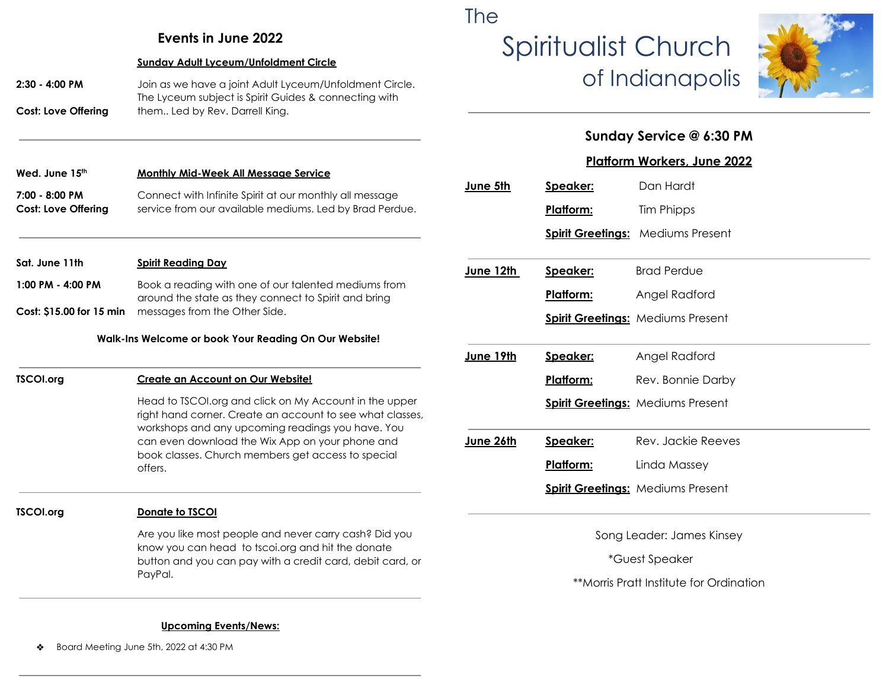## Events in June 2022

### Sunday Adult Lyceum/Unfoldment Circle

**2:30 - 4:00 PM**

**Cost: Love Offering**

Join as we have a joint Adult Lyceum/Unfoldment Circle. The Lyceum subject is Spirit Guides & connecting with them.. Led by Rev. Darrell King.

---

**Wed. June 15th**

### Monthly Mid-Week All Message Service

**7:00 - 8:00 PM**

**Cost: Love Offering**

Connect with Infinite Spirit at our monthly all message service from our available mediums. Led by Brad Perdue.

---

**Sat. June 11th**

### Spirit Reading Day

**1:00 PM - 4:00 PM**

**Cost: $15.00 for 15 min**

Book a reading with one of our talented mediums from around the state as they connect to Spirit and bring messages from the Other Side.

**Walk-Ins Welcome or book Your Reading On Our Website!**

---

**TSCOI.org**

### Create an Account on Our Website!

Head to TSCOI.org and click on My Account in the upper right hand corner. Create an account to see what classes, workshops and any upcoming readings you have. You can even download the Wix App on your phone and book classes. Church members get access to special offers.

---

**TSCOI.org**

### Donate to TSCOI

Are you like most people and never carry cash? Did you know you can head to tscoi.org and hit the donate button and you can pay with a credit card, debit card, or PayPal.

---

### Upcoming Events/News:

- Board Meeting June 5th, 2022 at 4:30 PM

---

# The Spiritualist Church of Indianapolis

## Sunday Service @ 6:30 PM

### Platform Workers, June 2022

| | | |
|---|---|---|
| **June 5th** | **Speaker:** | Dan Hardt |
| | **Platform:** | Tim Phipps |
| | **Spirit Greetings:** | Mediums Present |
| **June 12th** | **Speaker:** | Brad Perdue |
| | **Platform:** | Angel Radford |
| | **Spirit Greetings:** | Mediums Present |
| **June 19th** | **Speaker:** | Angel Radford |
| | **Platform:** | Rev. Bonnie Darby |
| | **Spirit Greetings:** | Mediums Present |
| **June 26th** | **Speaker:** | Rev. Jackie Reeves |
| | **Platform:** | Linda Massey |
| | **Spirit Greetings:** | Mediums Present |

Song Leader: James Kinsey

*Guest Speaker

**Morris Pratt Institute for Ordination